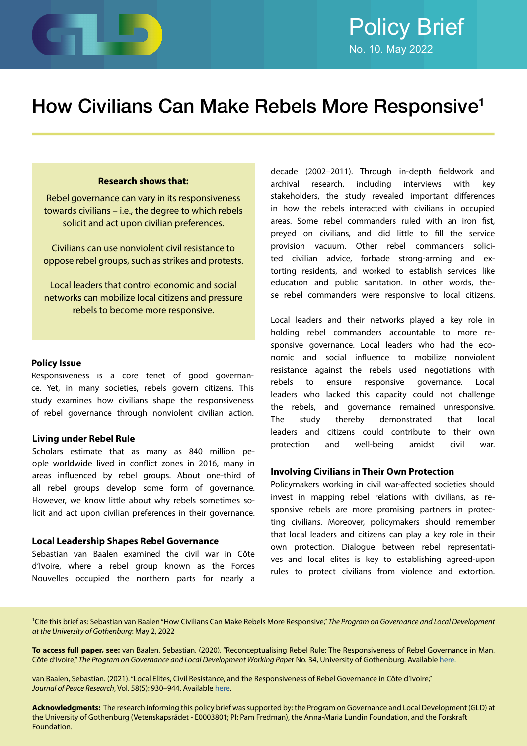Policy Brief

No. 10. May 2022

# How Civilians Can Make Rebels More Responsive[1]

**Research shows that:**

Rebel governance can vary in its responsiveness towards civilians – i.e., the degree to which rebels solicit and act upon civilian preferences.

Civilians can use nonviolent civil resistance to oppose rebel groups, such as strikes and protests.

Local leaders that control economic and social networks can mobilize local citizens and pressure rebels to become more responsive.

### Policy Issue

Responsiveness is a core tenet of good governance. Yet, in many societies, rebels govern citizens. This study examines how civilians shape the responsiveness of rebel governance through nonviolent civilian action.

### Living under Rebel Rule

Scholars estimate that as many as 840 million people worldwide lived in conflict zones in 2016, many in areas influenced by rebel groups. About one-third of all rebel groups develop some form of governance. However, we know little about why rebels sometimes solicit and act upon civilian preferences in their governance.

### Local Leadership Shapes Rebel Governance

Sebastian van Baalen examined the civil war in Côte d'Ivoire, where a rebel group known as the Forces Nouvelles occupied the northern parts for nearly a decade (2002–2011). Through in-depth fieldwork and archival research, including interviews with key stakeholders, the study revealed important differences in how the rebels interacted with civilians in occupied areas. Some rebel commanders ruled with an iron fist, preyed on civilians, and did little to fill the service provision vacuum. Other rebel commanders solicited civilian advice, forbade strong-arming and extorting residents, and worked to establish services like education and public sanitation. In other words, these rebel commanders were responsive to local citizens.

Local leaders and their networks played a key role in holding rebel commanders accountable to more responsive governance. Local leaders who had the economic and social influence to mobilize nonviolent resistance against the rebels used negotiations with rebels to ensure responsive governance. Local leaders who lacked this capacity could not challenge the rebels, and governance remained unresponsive. The study thereby demonstrated that local leaders and citizens could contribute to their own protection and well-being amidst civil war.

### Involving Civilians in Their Own Protection

Policymakers working in civil war-affected societies should invest in mapping rebel relations with civilians, as responsive rebels are more promising partners in protecting civilians. Moreover, policymakers should remember that local leaders and citizens can play a key role in their own protection. Dialogue between rebel representatives and local elites is key to establishing agreed-upon rules to protect civilians from violence and extortion.

[1]Cite this brief as: Sebastian van Baalen "How Civilians Can Make Rebels More Responsive," *The Program on Governance and Local Development at the University of Gothenburg*: May 2, 2022

**To access full paper, see:** van Baalen, Sebastian. (2020). "Reconceptualising Rebel Rule: The Responsiveness of Rebel Governance in Man, Côte d'Ivoire," *The Program on Governance and Local Development Working Paper* No. 34, University of Gothenburg. Available here.

van Baalen, Sebastian. (2021). "Local Elites, Civil Resistance, and the Responsiveness of Rebel Governance in Côte d'Ivoire," *Journal of Peace Research*, Vol. 58(5): 930–944. Available here.

**Acknowledgments:** The research informing this policy brief was supported by: the Program on Governance and Local Development (GLD) at the University of Gothenburg (Vetenskapsrådet - E0003801; PI: Pam Fredman), the Anna-Maria Lundin Foundation, and the Forskraft Foundation.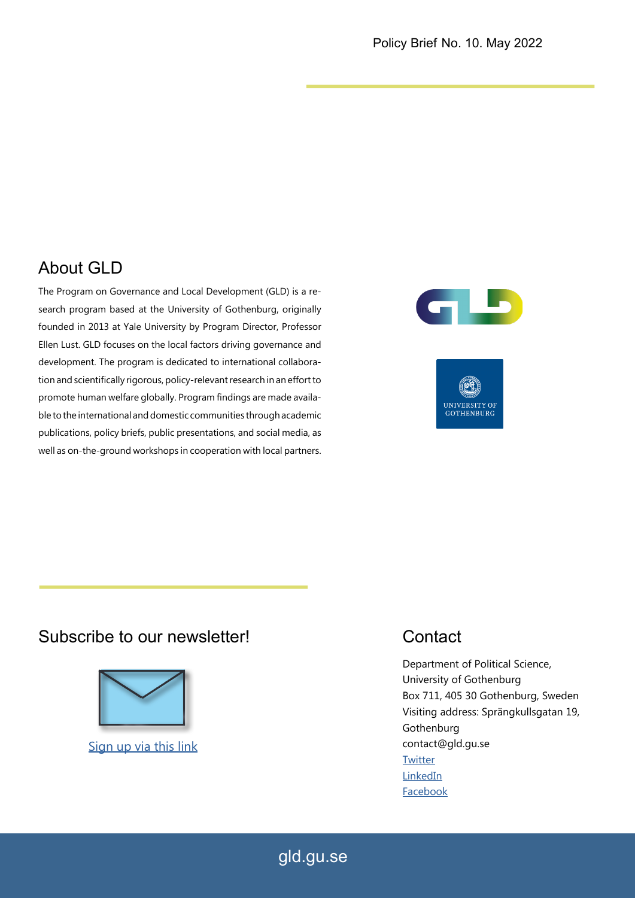Policy Brief No. 10. May 2022

## About GLD

The Program on Governance and Local Development (GLD) is a research program based at the University of Gothenburg, originally founded in 2013 at Yale University by Program Director, Professor Ellen Lust. GLD focuses on the local factors driving governance and development. The program is dedicated to international collaboration and scientifically rigorous, policy-relevant research in an effort to promote human welfare globally. Program findings are made available to the international and domestic communities through academic publications, policy briefs, public presentations, and social media, as well as on-the-ground workshops in cooperation with local partners.

## Subscribe to our newsletter!

Sign up via this link

## Contact

Department of Political Science,
University of Gothenburg
Box 711, 405 30 Gothenburg, Sweden
Visiting address: Sprängkullsgatan 19, Gothenburg
contact@gld.gu.se
Twitter
LinkedIn
Facebook

gld.gu.se